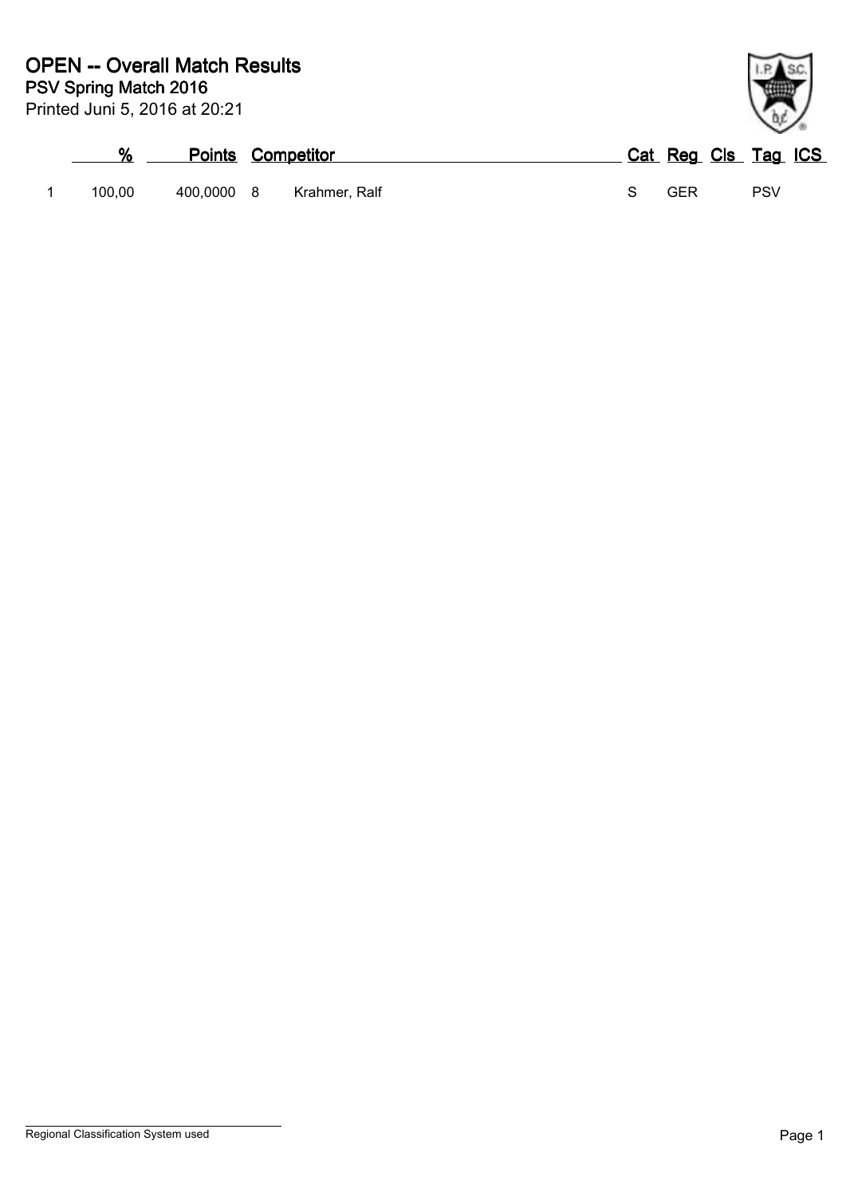# OPEN -- Overall Match Results

## PSV Spring Match 2016

Printed Juni 5, 2016 at 20:21

| | % | Points | Competitor | | Cat | Reg | Cls | Tag | ICS |
|---|---|---|---|---|---|---|---|---|---|
| 1 | 100,00 | 400,0000 | 8 | Krahmer, Ralf | S | GER | | PSV | |

Regional Classification System used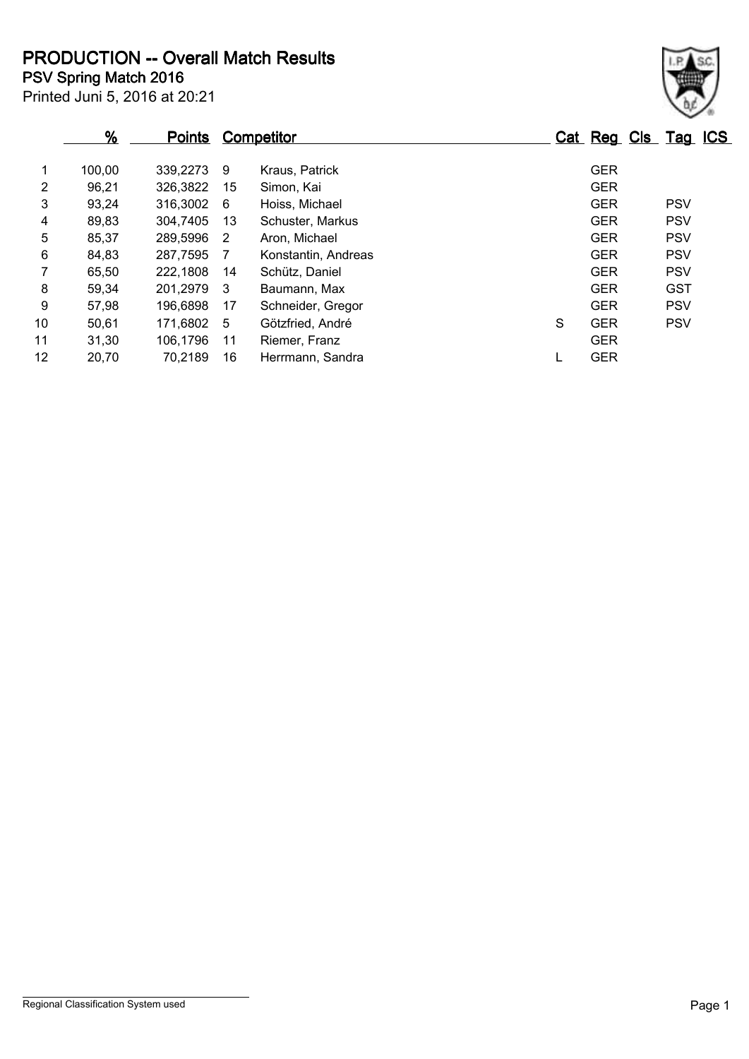# PRODUCTION -- Overall Match Results

**PSV Spring Match 2016**

Printed Juni 5, 2016 at 20:21

| | % | Points | Competitor | | Cat | Reg | Cls | Tag | ICS |
|---|---|---|---|---|---|---|---|---|---|
| 1 | 100,00 | 339,2273 | 9 | Kraus, Patrick | | GER | | | |
| 2 | 96,21 | 326,3822 | 15 | Simon, Kai | | GER | | | |
| 3 | 93,24 | 316,3002 | 6 | Hoiss, Michael | | GER | | PSV | |
| 4 | 89,83 | 304,7405 | 13 | Schuster, Markus | | GER | | PSV | |
| 5 | 85,37 | 289,5996 | 2 | Aron, Michael | | GER | | PSV | |
| 6 | 84,83 | 287,7595 | 7 | Konstantin, Andreas | | GER | | PSV | |
| 7 | 65,50 | 222,1808 | 14 | Schütz, Daniel | | GER | | PSV | |
| 8 | 59,34 | 201,2979 | 3 | Baumann, Max | | GER | | GST | |
| 9 | 57,98 | 196,6898 | 17 | Schneider, Gregor | | GER | | PSV | |
| 10 | 50,61 | 171,6802 | 5 | Götzfried, André | S | GER | | PSV | |
| 11 | 31,30 | 106,1796 | 11 | Riemer, Franz | | GER | | | |
| 12 | 20,70 | 70,2189 | 16 | Herrmann, Sandra | L | GER | | | |

Regional Classification System used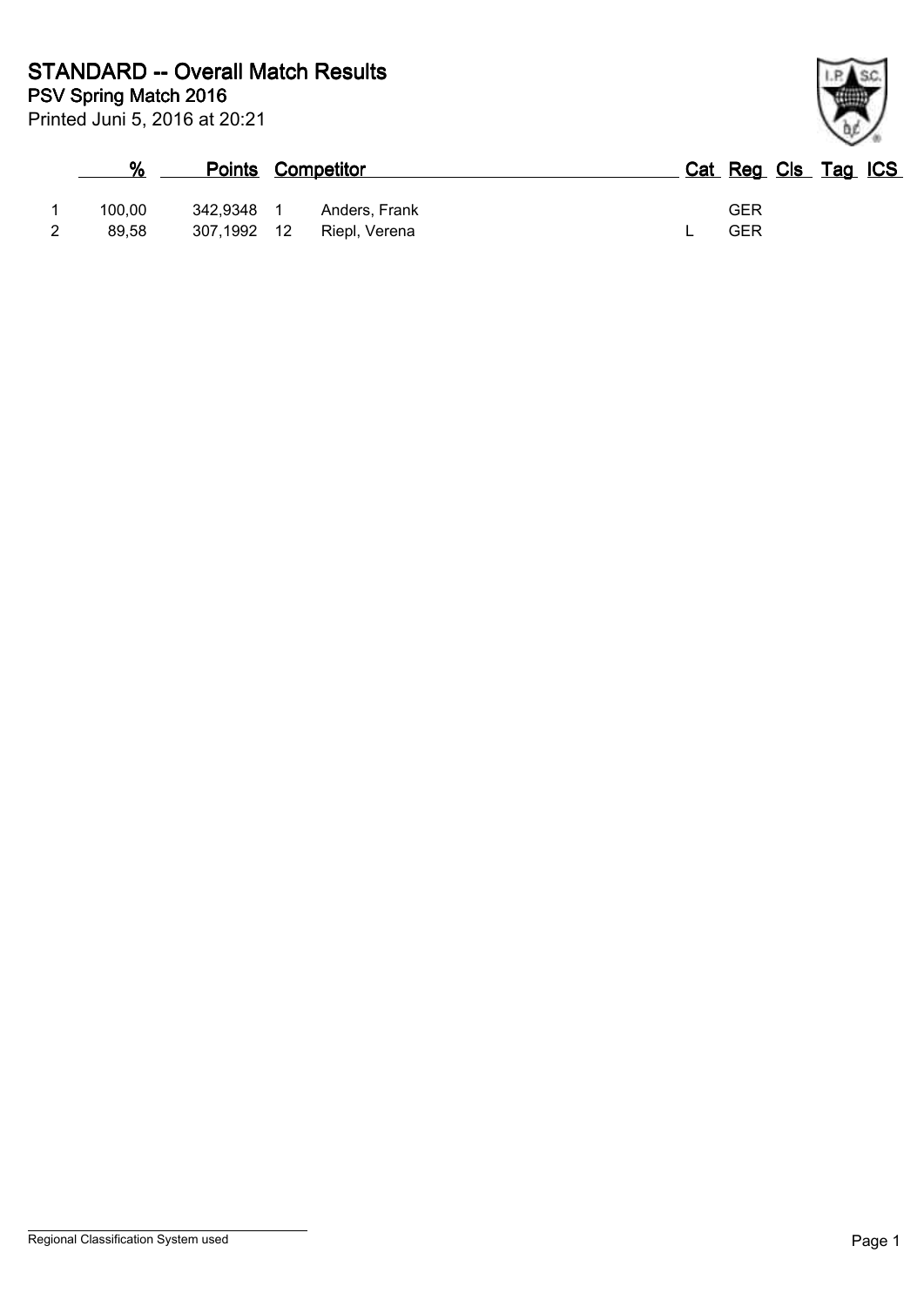# STANDARD -- Overall Match Results

## PSV Spring Match 2016

Printed Juni 5, 2016 at 20:21

| | % | Points | | Competitor | Cat | Reg | Cls | Tag | ICS |
|---|---|---|---|---|---|---|---|---|---|
| 1 | 100,00 | 342,9348 | 1 | Anders, Frank | | GER | | | |
| 2 | 89,58 | 307,1992 | 12 | Riepl, Verena | L | GER | | | |

Regional Classification System used